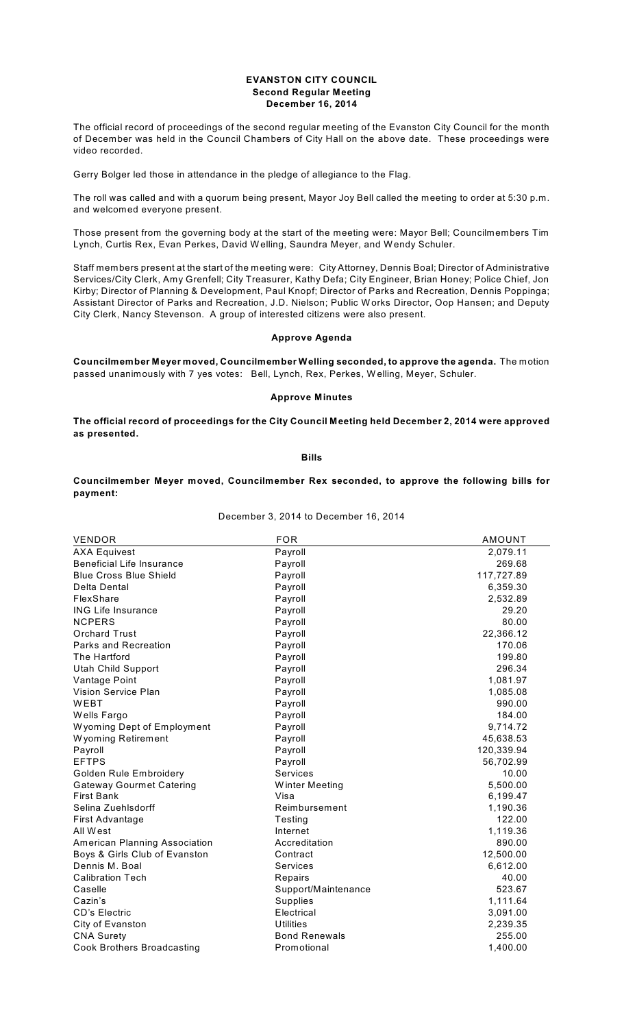# EVANSTON CITY COUNCIL
## Second Regular Meeting
## December 16, 2014

The official record of proceedings of the second regular meeting of the Evanston City Council for the month of December was held in the Council Chambers of City Hall on the above date. These proceedings were video recorded.

Gerry Bolger led those in attendance in the pledge of allegiance to the Flag.

The roll was called and with a quorum being present, Mayor Joy Bell called the meeting to order at 5:30 p.m. and welcomed everyone present.

Those present from the governing body at the start of the meeting were: Mayor Bell; Councilmembers Tim Lynch, Curtis Rex, Evan Perkes, David Welling, Saundra Meyer, and Wendy Schuler.

Staff members present at the start of the meeting were: City Attorney, Dennis Boal; Director of Administrative Services/City Clerk, Amy Grenfell; City Treasurer, Kathy Defa; City Engineer, Brian Honey; Police Chief, Jon Kirby; Director of Planning & Development, Paul Knopf; Director of Parks and Recreation, Dennis Poppinga; Assistant Director of Parks and Recreation, J.D. Nielson; Public Works Director, Oop Hansen; and Deputy City Clerk, Nancy Stevenson. A group of interested citizens were also present.

### Approve Agenda

**Councilmember Meyer moved, Councilmember Welling seconded, to approve the agenda.** The motion passed unanimously with 7 yes votes: Bell, Lynch, Rex, Perkes, Welling, Meyer, Schuler.

### Approve Minutes

**The official record of proceedings for the City Council Meeting held December 2, 2014 were approved as presented.**

### Bills

**Councilmember Meyer moved, Councilmember Rex seconded, to approve the following bills for payment:**

December 3, 2014 to December 16, 2014

| VENDOR | FOR | AMOUNT |
|---|---|---|
| AXA Equivest | Payroll | 2,079.11 |
| Beneficial Life Insurance | Payroll | 269.68 |
| Blue Cross Blue Shield | Payroll | 117,727.89 |
| Delta Dental | Payroll | 6,359.30 |
| FlexShare | Payroll | 2,532.89 |
| ING Life Insurance | Payroll | 29.20 |
| NCPERS | Payroll | 80.00 |
| Orchard Trust | Payroll | 22,366.12 |
| Parks and Recreation | Payroll | 170.06 |
| The Hartford | Payroll | 199.80 |
| Utah Child Support | Payroll | 296.34 |
| Vantage Point | Payroll | 1,081.97 |
| Vision Service Plan | Payroll | 1,085.08 |
| WEBT | Payroll | 990.00 |
| Wells Fargo | Payroll | 184.00 |
| Wyoming Dept of Employment | Payroll | 9,714.72 |
| Wyoming Retirement | Payroll | 45,638.53 |
| Payroll | Payroll | 120,339.94 |
| EFTPS | Payroll | 56,702.99 |
| Golden Rule Embroidery | Services | 10.00 |
| Gateway Gourmet Catering | Winter Meeting | 5,500.00 |
| First Bank | Visa | 6,199.47 |
| Selina Zuehlsdorff | Reimbursement | 1,190.36 |
| First Advantage | Testing | 122.00 |
| All West | Internet | 1,119.36 |
| American Planning Association | Accreditation | 890.00 |
| Boys & Girls Club of Evanston | Contract | 12,500.00 |
| Dennis M. Boal | Services | 6,612.00 |
| Calibration Tech | Repairs | 40.00 |
| Caselle | Support/Maintenance | 523.67 |
| Cazin's | Supplies | 1,111.64 |
| CD's Electric | Electrical | 3,091.00 |
| City of Evanston | Utilities | 2,239.35 |
| CNA Surety | Bond Renewals | 255.00 |
| Cook Brothers Broadcasting | Promotional | 1,400.00 |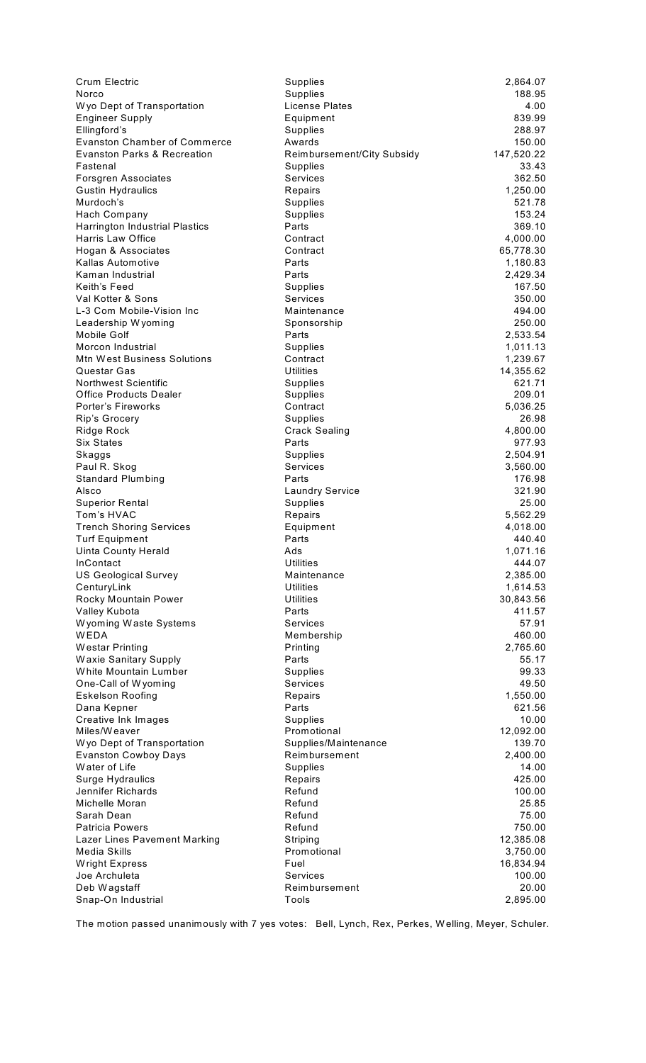| | | |
|---|---|---|
| Crum Electric | Supplies | 2,864.07 |
| Norco | Supplies | 188.95 |
| Wyo Dept of Transportation | License Plates | 4.00 |
| Engineer Supply | Equipment | 839.99 |
| Ellingford's | Supplies | 288.97 |
| Evanston Chamber of Commerce | Awards | 150.00 |
| Evanston Parks & Recreation | Reimbursement/City Subsidy | 147,520.22 |
| Fastenal | Supplies | 33.43 |
| Forsgren Associates | Services | 362.50 |
| Gustin Hydraulics | Repairs | 1,250.00 |
| Murdoch's | Supplies | 521.78 |
| Hach Company | Supplies | 153.24 |
| Harrington Industrial Plastics | Parts | 369.10 |
| Harris Law Office | Contract | 4,000.00 |
| Hogan & Associates | Contract | 65,778.30 |
| Kallas Automotive | Parts | 1,180.83 |
| Kaman Industrial | Parts | 2,429.34 |
| Keith's Feed | Supplies | 167.50 |
| Val Kotter & Sons | Services | 350.00 |
| L-3 Com Mobile-Vision Inc | Maintenance | 494.00 |
| Leadership Wyoming | Sponsorship | 250.00 |
| Mobile Golf | Parts | 2,533.54 |
| Morcon Industrial | Supplies | 1,011.13 |
| Mtn West Business Solutions | Contract | 1,239.67 |
| Questar Gas | Utilities | 14,355.62 |
| Northwest Scientific | Supplies | 621.71 |
| Office Products Dealer | Supplies | 209.01 |
| Porter's Fireworks | Contract | 5,036.25 |
| Rip's Grocery | Supplies | 26.98 |
| Ridge Rock | Crack Sealing | 4,800.00 |
| Six States | Parts | 977.93 |
| Skaggs | Supplies | 2,504.91 |
| Paul R. Skog | Services | 3,560.00 |
| Standard Plumbing | Parts | 176.98 |
| Alsco | Laundry Service | 321.90 |
| Superior Rental | Supplies | 25.00 |
| Tom's HVAC | Repairs | 5,562.29 |
| Trench Shoring Services | Equipment | 4,018.00 |
| Turf Equipment | Parts | 440.40 |
| Uinta County Herald | Ads | 1,071.16 |
| InContact | Utilities | 444.07 |
| US Geological Survey | Maintenance | 2,385.00 |
| CenturyLink | Utilities | 1,614.53 |
| Rocky Mountain Power | Utilities | 30,843.56 |
| Valley Kubota | Parts | 411.57 |
| Wyoming Waste Systems | Services | 57.91 |
| WEDA | Membership | 460.00 |
| Westar Printing | Printing | 2,765.60 |
| Waxie Sanitary Supply | Parts | 55.17 |
| White Mountain Lumber | Supplies | 99.33 |
| One-Call of Wyoming | Services | 49.50 |
| Eskelson Roofing | Repairs | 1,550.00 |
| Dana Kepner | Parts | 621.56 |
| Creative Ink Images | Supplies | 10.00 |
| Miles/Weaver | Promotional | 12,092.00 |
| Wyo Dept of Transportation | Supplies/Maintenance | 139.70 |
| Evanston Cowboy Days | Reimbursement | 2,400.00 |
| Water of Life | Supplies | 14.00 |
| Surge Hydraulics | Repairs | 425.00 |
| Jennifer Richards | Refund | 100.00 |
| Michelle Moran | Refund | 25.85 |
| Sarah Dean | Refund | 75.00 |
| Patricia Powers | Refund | 750.00 |
| Lazer Lines Pavement Marking | Striping | 12,385.08 |
| Media Skills | Promotional | 3,750.00 |
| Wright Express | Fuel | 16,834.94 |
| Joe Archuleta | Services | 100.00 |
| Deb Wagstaff | Reimbursement | 20.00 |
| Snap-On Industrial | Tools | 2,895.00 |

The motion passed unanimously with 7 yes votes: Bell, Lynch, Rex, Perkes, Welling, Meyer, Schuler.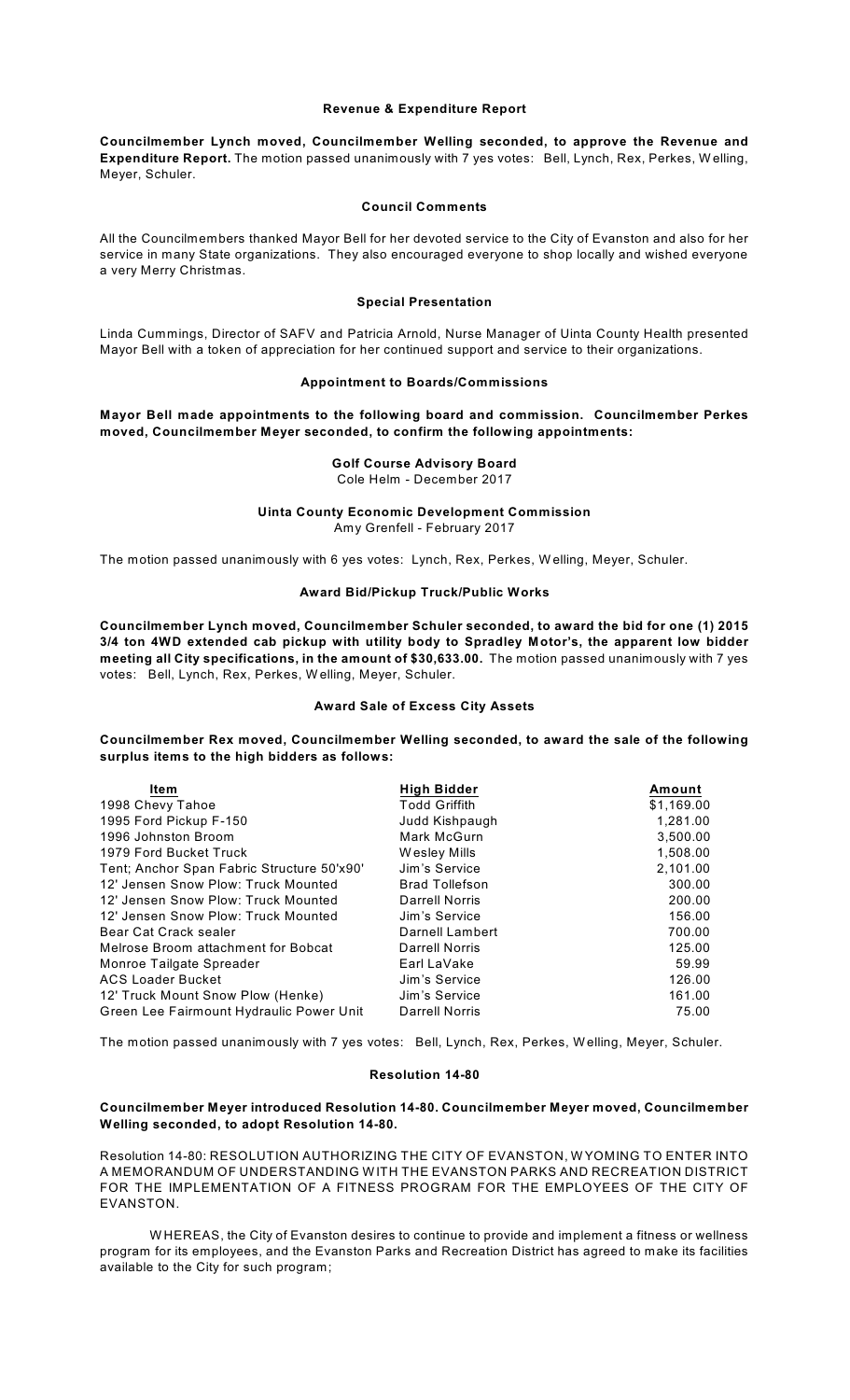### Revenue & Expenditure Report

**Councilmember Lynch moved, Councilmember Welling seconded, to approve the Revenue and Expenditure Report.** The motion passed unanimously with 7 yes votes: Bell, Lynch, Rex, Perkes, Welling, Meyer, Schuler.

### Council Comments

All the Councilmembers thanked Mayor Bell for her devoted service to the City of Evanston and also for her service in many State organizations. They also encouraged everyone to shop locally and wished everyone a very Merry Christmas.

### Special Presentation

Linda Cummings, Director of SAFV and Patricia Arnold, Nurse Manager of Uinta County Health presented Mayor Bell with a token of appreciation for her continued support and service to their organizations.

### Appointment to Boards/Commissions

**Mayor Bell made appointments to the following board and commission. Councilmember Perkes moved, Councilmember Meyer seconded, to confirm the following appointments:**

**Golf Course Advisory Board**
Cole Helm - December 2017

**Uinta County Economic Development Commission**
Amy Grenfell - February 2017

The motion passed unanimously with 6 yes votes: Lynch, Rex, Perkes, Welling, Meyer, Schuler.

### Award Bid/Pickup Truck/Public Works

**Councilmember Lynch moved, Councilmember Schuler seconded, to award the bid for one (1) 2015 3/4 ton 4WD extended cab pickup with utility body to Spradley Motor's, the apparent low bidder meeting all City specifications, in the amount of $30,633.00.** The motion passed unanimously with 7 yes votes: Bell, Lynch, Rex, Perkes, Welling, Meyer, Schuler.

### Award Sale of Excess City Assets

**Councilmember Rex moved, Councilmember Welling seconded, to award the sale of the following surplus items to the high bidders as follows:**

| Item | High Bidder | Amount |
|---|---|---|
| 1998 Chevy Tahoe | Todd Griffith | $1,169.00 |
| 1995 Ford Pickup F-150 | Judd Kishpaugh | 1,281.00 |
| 1996 Johnston Broom | Mark McGurn | 3,500.00 |
| 1979 Ford Bucket Truck | Wesley Mills | 1,508.00 |
| Tent; Anchor Span Fabric Structure 50'x90' | Jim's Service | 2,101.00 |
| 12' Jensen Snow Plow: Truck Mounted | Brad Tollefson | 300.00 |
| 12' Jensen Snow Plow: Truck Mounted | Darrell Norris | 200.00 |
| 12' Jensen Snow Plow: Truck Mounted | Jim's Service | 156.00 |
| Bear Cat Crack sealer | Darnell Lambert | 700.00 |
| Melrose Broom attachment for Bobcat | Darrell Norris | 125.00 |
| Monroe Tailgate Spreader | Earl LaVake | 59.99 |
| ACS Loader Bucket | Jim's Service | 126.00 |
| 12' Truck Mount Snow Plow (Henke) | Jim's Service | 161.00 |
| Green Lee Fairmount Hydraulic Power Unit | Darrell Norris | 75.00 |

The motion passed unanimously with 7 yes votes: Bell, Lynch, Rex, Perkes, Welling, Meyer, Schuler.

### Resolution 14-80

**Councilmember Meyer introduced Resolution 14-80. Councilmember Meyer moved, Councilmember Welling seconded, to adopt Resolution 14-80.**

Resolution 14-80: RESOLUTION AUTHORIZING THE CITY OF EVANSTON, WYOMING TO ENTER INTO A MEMORANDUM OF UNDERSTANDING WITH THE EVANSTON PARKS AND RECREATION DISTRICT FOR THE IMPLEMENTATION OF A FITNESS PROGRAM FOR THE EMPLOYEES OF THE CITY OF EVANSTON.

WHEREAS, the City of Evanston desires to continue to provide and implement a fitness or wellness program for its employees, and the Evanston Parks and Recreation District has agreed to make its facilities available to the City for such program;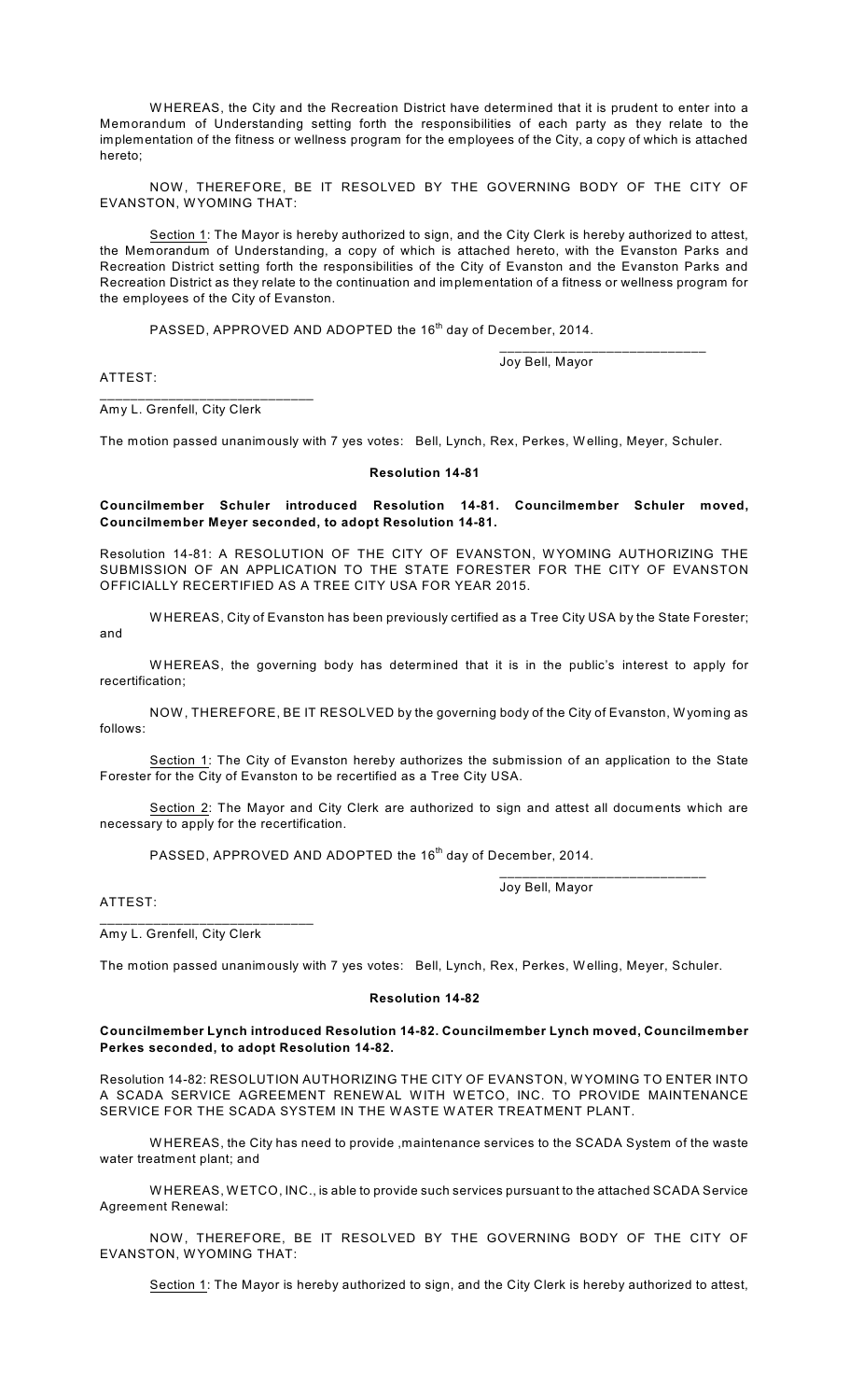WHEREAS, the City and the Recreation District have determined that it is prudent to enter into a Memorandum of Understanding setting forth the responsibilities of each party as they relate to the implementation of the fitness or wellness program for the employees of the City, a copy of which is attached hereto;

NOW, THEREFORE, BE IT RESOLVED BY THE GOVERNING BODY OF THE CITY OF EVANSTON, WYOMING THAT:

Section 1: The Mayor is hereby authorized to sign, and the City Clerk is hereby authorized to attest, the Memorandum of Understanding, a copy of which is attached hereto, with the Evanston Parks and Recreation District setting forth the responsibilities of the City of Evanston and the Evanston Parks and Recreation District as they relate to the continuation and implementation of a fitness or wellness program for the employees of the City of Evanston.

PASSED, APPROVED AND ADOPTED the 16th day of December, 2014.

___________________________
Joy Bell, Mayor

ATTEST:

___________________________
Amy L. Grenfell, City Clerk

The motion passed unanimously with 7 yes votes: Bell, Lynch, Rex, Perkes, Welling, Meyer, Schuler.

**Resolution 14-81**

**Councilmember Schuler introduced Resolution 14-81. Councilmember Schuler moved, Councilmember Meyer seconded, to adopt Resolution 14-81.**

Resolution 14-81: A RESOLUTION OF THE CITY OF EVANSTON, WYOMING AUTHORIZING THE SUBMISSION OF AN APPLICATION TO THE STATE FORESTER FOR THE CITY OF EVANSTON OFFICIALLY RECERTIFIED AS A TREE CITY USA FOR YEAR 2015.

WHEREAS, City of Evanston has been previously certified as a Tree City USA by the State Forester; and

WHEREAS, the governing body has determined that it is in the public's interest to apply for recertification;

NOW, THEREFORE, BE IT RESOLVED by the governing body of the City of Evanston, Wyoming as follows:

Section 1: The City of Evanston hereby authorizes the submission of an application to the State Forester for the City of Evanston to be recertified as a Tree City USA.

Section 2: The Mayor and City Clerk are authorized to sign and attest all documents which are necessary to apply for the recertification.

PASSED, APPROVED AND ADOPTED the 16th day of December, 2014.

___________________________
Joy Bell, Mayor

ATTEST:

___________________________
Amy L. Grenfell, City Clerk

The motion passed unanimously with 7 yes votes: Bell, Lynch, Rex, Perkes, Welling, Meyer, Schuler.

**Resolution 14-82**

**Councilmember Lynch introduced Resolution 14-82. Councilmember Lynch moved, Councilmember Perkes seconded, to adopt Resolution 14-82.**

Resolution 14-82: RESOLUTION AUTHORIZING THE CITY OF EVANSTON, WYOMING TO ENTER INTO A SCADA SERVICE AGREEMENT RENEWAL WITH WETCO, INC. TO PROVIDE MAINTENANCE SERVICE FOR THE SCADA SYSTEM IN THE WASTE WATER TREATMENT PLANT.

WHEREAS, the City has need to provide ,maintenance services to the SCADA System of the waste water treatment plant; and

WHEREAS, WETCO, INC., is able to provide such services pursuant to the attached SCADA Service Agreement Renewal:

NOW, THEREFORE, BE IT RESOLVED BY THE GOVERNING BODY OF THE CITY OF EVANSTON, WYOMING THAT:

Section 1: The Mayor is hereby authorized to sign, and the City Clerk is hereby authorized to attest,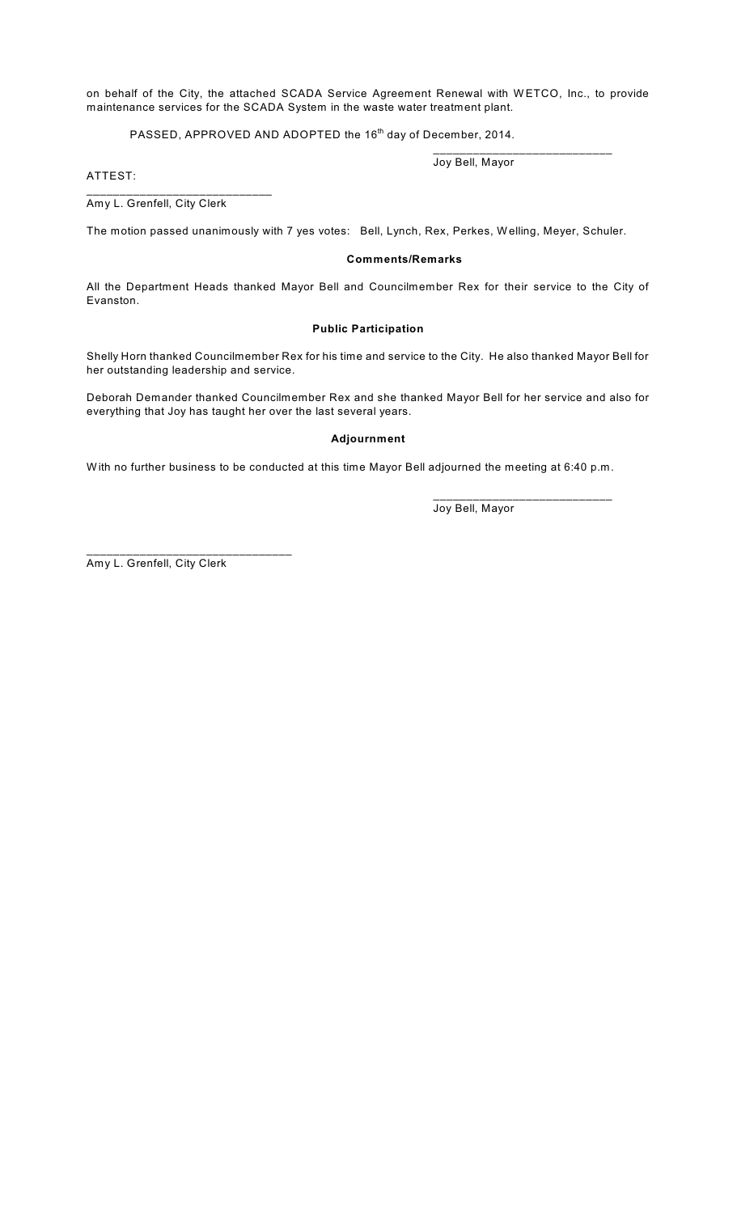on behalf of the City, the attached SCADA Service Agreement Renewal with WETCO, Inc., to provide maintenance services for the SCADA System in the waste water treatment plant.

PASSED, APPROVED AND ADOPTED the 16th day of December, 2014.

\_\_\_\_\_\_\_\_\_\_\_\_\_\_\_\_\_\_\_\_\_\_\_\_\_\_\_
Joy Bell, Mayor

ATTEST:

\_\_\_\_\_\_\_\_\_\_\_\_\_\_\_\_\_\_\_\_\_\_\_\_\_\_\_\_\_
Amy L. Grenfell, City Clerk

The motion passed unanimously with 7 yes votes: Bell, Lynch, Rex, Perkes, Welling, Meyer, Schuler.

**Comments/Remarks**

All the Department Heads thanked Mayor Bell and Councilmember Rex for their service to the City of Evanston.

**Public Participation**

Shelly Horn thanked Councilmember Rex for his time and service to the City. He also thanked Mayor Bell for her outstanding leadership and service.

Deborah Demander thanked Councilmember Rex and she thanked Mayor Bell for her service and also for everything that Joy has taught her over the last several years.

**Adjournment**

With no further business to be conducted at this time Mayor Bell adjourned the meeting at 6:40 p.m.

\_\_\_\_\_\_\_\_\_\_\_\_\_\_\_\_\_\_\_\_\_\_\_\_\_\_\_
Joy Bell, Mayor

\_\_\_\_\_\_\_\_\_\_\_\_\_\_\_\_\_\_\_\_\_\_\_\_\_\_\_\_\_\_\_
Amy L. Grenfell, City Clerk